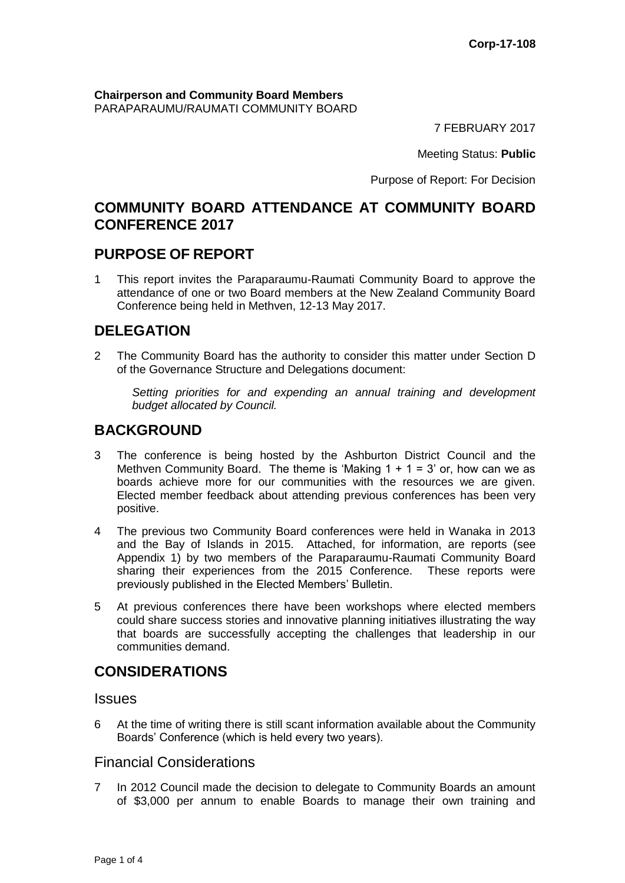**Corp-17-108**

**Chairperson and Community Board Members**
PARAPARAUMU/RAUMATI COMMUNITY BOARD

7 FEBRUARY 2017

Meeting Status: **Public**

Purpose of Report: For Decision

# COMMUNITY BOARD ATTENDANCE AT COMMUNITY BOARD CONFERENCE 2017

## PURPOSE OF REPORT

1 This report invites the Paraparaumu-Raumati Community Board to approve the attendance of one or two Board members at the New Zealand Community Board Conference being held in Methven, 12-13 May 2017.

## DELEGATION

2 The Community Board has the authority to consider this matter under Section D of the Governance Structure and Delegations document:

*Setting priorities for and expending an annual training and development budget allocated by Council.*

## BACKGROUND

3 The conference is being hosted by the Ashburton District Council and the Methven Community Board. The theme is 'Making 1 + 1 = 3' or, how can we as boards achieve more for our communities with the resources we are given. Elected member feedback about attending previous conferences has been very positive.

4 The previous two Community Board conferences were held in Wanaka in 2013 and the Bay of Islands in 2015. Attached, for information, are reports (see Appendix 1) by two members of the Paraparaumu-Raumati Community Board sharing their experiences from the 2015 Conference. These reports were previously published in the Elected Members' Bulletin.

5 At previous conferences there have been workshops where elected members could share success stories and innovative planning initiatives illustrating the way that boards are successfully accepting the challenges that leadership in our communities demand.

## CONSIDERATIONS

### Issues

6 At the time of writing there is still scant information available about the Community Boards' Conference (which is held every two years).

### Financial Considerations

7 In 2012 Council made the decision to delegate to Community Boards an amount of $3,000 per annum to enable Boards to manage their own training and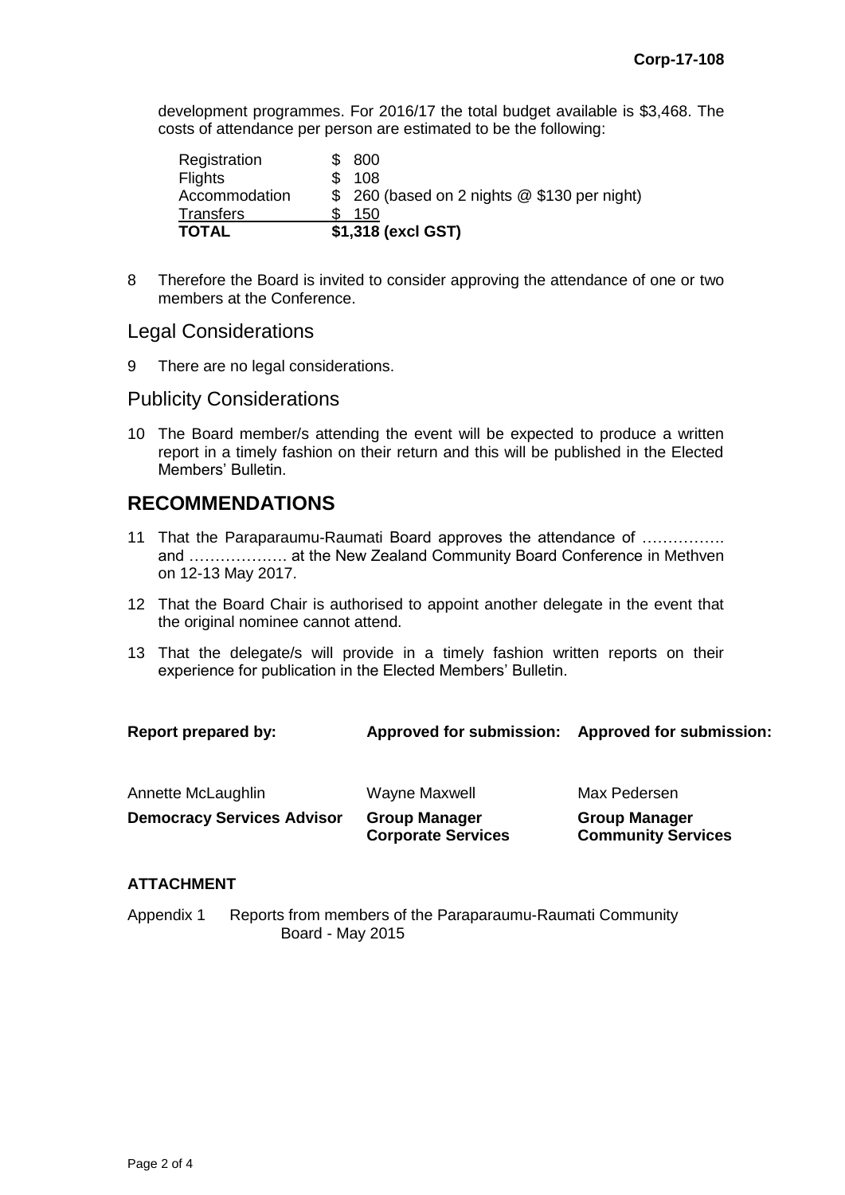development programmes. For 2016/17 the total budget available is $3,468. The costs of attendance per person are estimated to be the following:

| | |
|---|---|
| Registration | $ 800 |
| Flights | $ 108 |
| Accommodation | $ 260 (based on 2 nights @ $130 per night) |
| Transfers | $ 150 |
| **TOTAL** | **$1,318 (excl GST)** |

8 Therefore the Board is invited to consider approving the attendance of one or two members at the Conference.

## Legal Considerations

9 There are no legal considerations.

## Publicity Considerations

10 The Board member/s attending the event will be expected to produce a written report in a timely fashion on their return and this will be published in the Elected Members' Bulletin.

# RECOMMENDATIONS

11 That the Paraparaumu-Raumati Board approves the attendance of ……………. and ………………. at the New Zealand Community Board Conference in Methven on 12-13 May 2017.

12 That the Board Chair is authorised to appoint another delegate in the event that the original nominee cannot attend.

13 That the delegate/s will provide in a timely fashion written reports on their experience for publication in the Elected Members' Bulletin.

| **Report prepared by:** | **Approved for submission:** | **Approved for submission:** |
|---|---|---|
| Annette McLaughlin | Wayne Maxwell | Max Pedersen |
| **Democracy Services Advisor** | **Group Manager Corporate Services** | **Group Manager Community Services** |

**ATTACHMENT**

Appendix 1 Reports from members of the Paraparaumu-Raumati Community Board - May 2015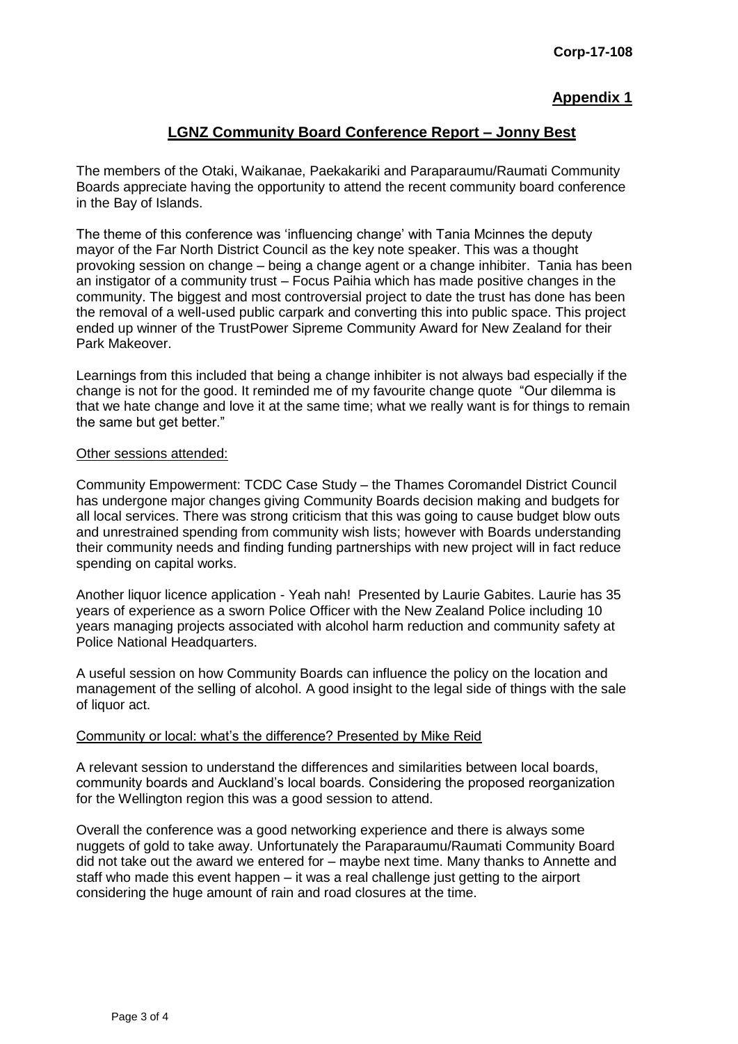**Corp-17-108**

**Appendix 1**

## LGNZ Community Board Conference Report – Jonny Best

The members of the Otaki, Waikanae, Paekakariki and Paraparaumu/Raumati Community Boards appreciate having the opportunity to attend the recent community board conference in the Bay of Islands.

The theme of this conference was 'influencing change' with Tania Mcinnes the deputy mayor of the Far North District Council as the key note speaker. This was a thought provoking session on change – being a change agent or a change inhibiter. Tania has been an instigator of a community trust – Focus Paihia which has made positive changes in the community. The biggest and most controversial project to date the trust has done has been the removal of a well-used public carpark and converting this into public space. This project ended up winner of the TrustPower Sipreme Community Award for New Zealand for their Park Makeover.

Learnings from this included that being a change inhibiter is not always bad especially if the change is not for the good. It reminded me of my favourite change quote "Our dilemma is that we hate change and love it at the same time; what we really want is for things to remain the same but get better."

### Other sessions attended:

Community Empowerment: TCDC Case Study – the Thames Coromandel District Council has undergone major changes giving Community Boards decision making and budgets for all local services. There was strong criticism that this was going to cause budget blow outs and unrestrained spending from community wish lists; however with Boards understanding their community needs and finding funding partnerships with new project will in fact reduce spending on capital works.

Another liquor licence application - Yeah nah! Presented by Laurie Gabites. Laurie has 35 years of experience as a sworn Police Officer with the New Zealand Police including 10 years managing projects associated with alcohol harm reduction and community safety at Police National Headquarters.

A useful session on how Community Boards can influence the policy on the location and management of the selling of alcohol. A good insight to the legal side of things with the sale of liquor act.

### Community or local: what's the difference? Presented by Mike Reid

A relevant session to understand the differences and similarities between local boards, community boards and Auckland's local boards. Considering the proposed reorganization for the Wellington region this was a good session to attend.

Overall the conference was a good networking experience and there is always some nuggets of gold to take away. Unfortunately the Paraparaumu/Raumati Community Board did not take out the award we entered for – maybe next time. Many thanks to Annette and staff who made this event happen – it was a real challenge just getting to the airport considering the huge amount of rain and road closures at the time.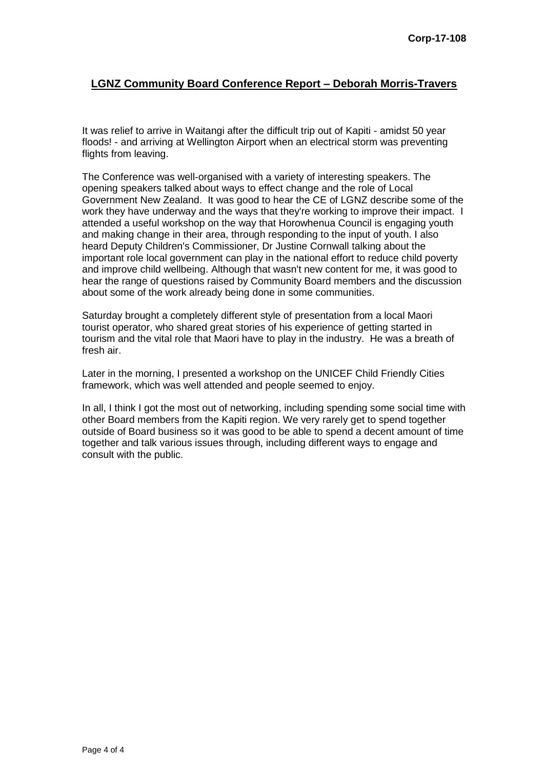Corp-17-108

## LGNZ Community Board Conference Report – Deborah Morris-Travers

It was relief to arrive in Waitangi after the difficult trip out of Kapiti - amidst 50 year floods! - and arriving at Wellington Airport when an electrical storm was preventing flights from leaving.

The Conference was well-organised with a variety of interesting speakers. The opening speakers talked about ways to effect change and the role of Local Government New Zealand. It was good to hear the CE of LGNZ describe some of the work they have underway and the ways that they're working to improve their impact. I attended a useful workshop on the way that Horowhenua Council is engaging youth and making change in their area, through responding to the input of youth. I also heard Deputy Children's Commissioner, Dr Justine Cornwall talking about the important role local government can play in the national effort to reduce child poverty and improve child wellbeing. Although that wasn't new content for me, it was good to hear the range of questions raised by Community Board members and the discussion about some of the work already being done in some communities.

Saturday brought a completely different style of presentation from a local Maori tourist operator, who shared great stories of his experience of getting started in tourism and the vital role that Maori have to play in the industry. He was a breath of fresh air.

Later in the morning, I presented a workshop on the UNICEF Child Friendly Cities framework, which was well attended and people seemed to enjoy.

In all, I think I got the most out of networking, including spending some social time with other Board members from the Kapiti region. We very rarely get to spend together outside of Board business so it was good to be able to spend a decent amount of time together and talk various issues through, including different ways to engage and consult with the public.